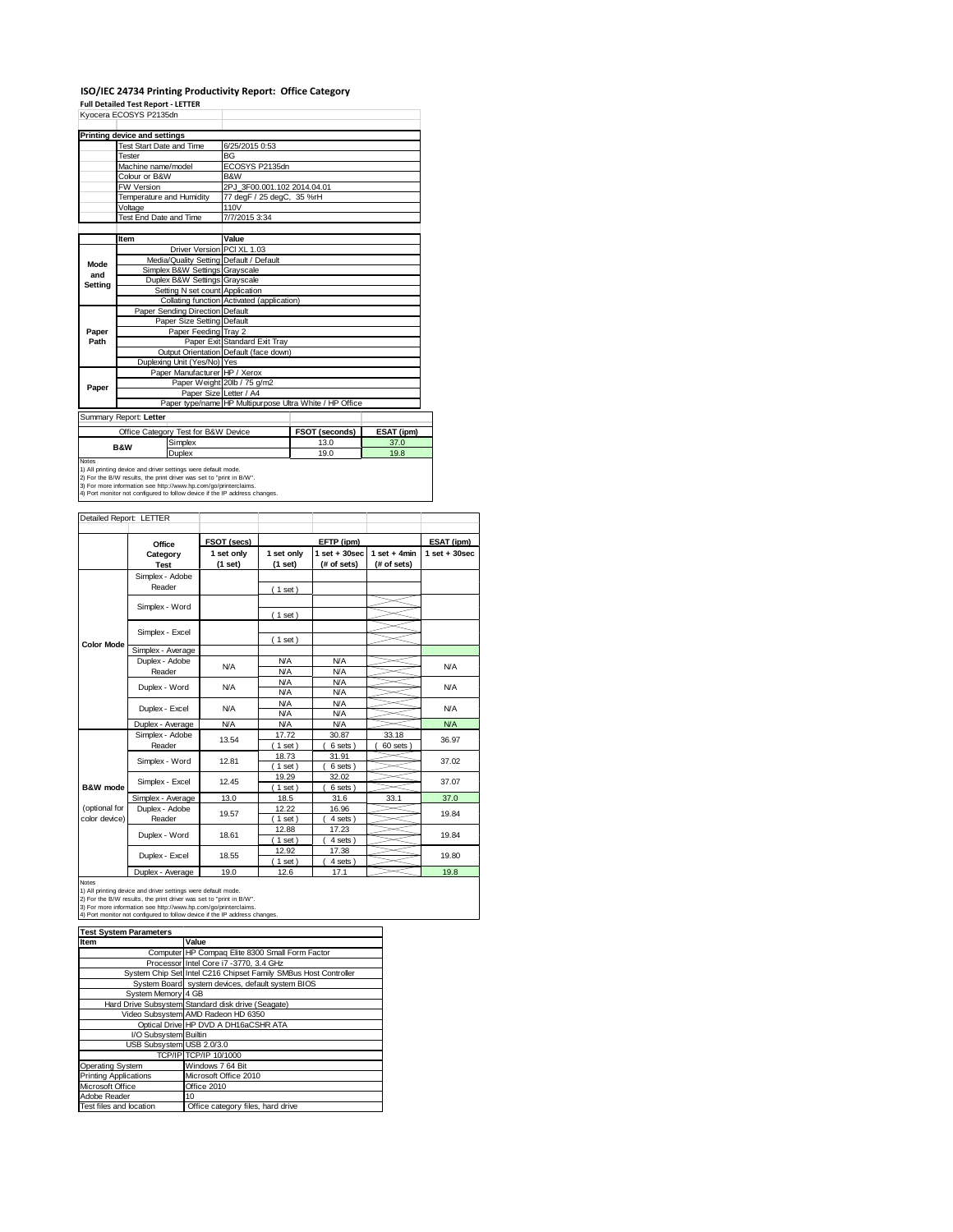# ISO/IEC 24734 Printing Productivity Report: Office Category

**Full Detailed Test Report - LETTER**

Kyocera ECOSYS P2135dn

| Printing device and settings | |
|---|---|
| Test Start Date and Time | 6/25/2015 0:53 |
| Tester | BG |
| Machine name/model | ECOSYS P2135dn |
| Colour or B&W | B&W |
| FW Version | 2PJ_3F00.001.102 2014.04.01 |
| Temperature and Humidity | 77 degF / 25 degC, 35 %rH |
| Voltage | 110V |
| Test End Date and Time | 7/7/2015 3:34 |

| | Item | Value |
|---|---|---|
| Mode and Setting | Driver Version | PCl XL 1.03 |
| | Media/Quality Setting | Default / Default |
| | Simplex B&W Settings | Grayscale |
| | Duplex B&W Settings | Grayscale |
| | Setting N set count | Application |
| | Collating function | Activated (application) |
| Paper Path | Paper Sending Direction | Default |
| | Paper Size Setting | Default |
| | Paper Feeding | Tray 2 |
| | Paper Exit | Standard Exit Tray |
| | Output Orientation | Default (face down) |
| | Duplexing Unit (Yes/No) | Yes |
| Paper | Paper Manufacturer | HP / Xerox |
| | Paper Weight | 20lb / 75 g/m2 |
| | Paper Size | Letter / A4 |
| | Paper type/name | HP Multipurpose Ultra White / HP Office |

Summary Report: **Letter**

| Office Category Test for B&W Device | | FSOT (seconds) | ESAT (ipm) |
|---|---|---|---|
| B&W | Simplex | 13.0 | 37.0 |
| | Duplex | 19.0 | 19.8 |

Notes
1) All printing device and driver settings were default mode.
2) For the B/W results, the print driver was set to "print in B/W".
3) For more information see http://www.hp.com/go/printerclaims.
4) Port monitor not configured to follow device if the IP address changes.

Detailed Report: LETTER

| | Office Category Test | FSOT (secs) 1 set only (1 set) | EFTP (ipm) 1 set only (1 set) | EFTP (ipm) 1 set + 30sec (# of sets) | EFTP (ipm) 1 set + 4min (# of sets) | ESAT (ipm) 1 set + 30sec |
|---|---|---|---|---|---|---|
| Color Mode | Simplex - Adobe Reader | | ( 1 set ) | | | |
| | Simplex - Word | | ( 1 set ) | | | |
| | Simplex - Excel | | ( 1 set ) | | | |
| | Simplex - Average | | | | | |
| | Duplex - Adobe Reader | N/A | N/A<br>N/A | N/A<br>N/A | | N/A |
| | Duplex - Word | N/A | N/A<br>N/A | N/A<br>N/A | | N/A |
| | Duplex - Excel | N/A | N/A<br>N/A | N/A<br>N/A | | N/A |
| | Duplex - Average | N/A | N/A | N/A | | N/A |
| B&W mode (optional for color device) | Simplex - Adobe Reader | 13.54 | 17.72<br>( 1 set ) | 30.87<br>( 6 sets ) | 33.18<br>( 60 sets ) | 36.97 |
| | Simplex - Word | 12.81 | 18.73<br>( 1 set ) | 31.91<br>( 6 sets ) | | 37.02 |
| | Simplex - Excel | 12.45 | 19.29<br>( 1 set ) | 32.02<br>( 6 sets ) | | 37.07 |
| | Simplex - Average | 13.0 | 18.5 | 31.6 | 33.1 | 37.0 |
| | Duplex - Adobe Reader | 19.57 | 12.22<br>( 1 set ) | 16.96<br>( 4 sets ) | | 19.84 |
| | Duplex - Word | 18.61 | 12.88<br>( 1 set ) | 17.23<br>( 4 sets ) | | 19.84 |
| | Duplex - Excel | 18.55 | 12.92<br>( 1 set ) | 17.38<br>( 4 sets ) | | 19.80 |
| | Duplex - Average | 19.0 | 12.6 | 17.1 | | 19.8 |

Notes
1) All printing device and driver settings were default mode.
2) For the B/W results, the print driver was set to "print in B/W".
3) For more information see http://www.hp.com/go/printerclaims.
4) Port monitor not configured to follow device if the IP address changes.

| Test System Parameters | |
|---|---|
| **Item** | **Value** |
| Computer | HP Compaq Elite 8300 Small Form Factor |
| Processor | Intel Core i7 -3770, 3.4 GHz |
| System Chip Set | Intel C216 Chipset Family SMBus Host Controller |
| System Board | system devices, default system BIOS |
| System Memory | 4 GB |
| Hard Drive Subsystem | Standard disk drive (Seagate) |
| Video Subsystem | AMD Radeon HD 6350 |
| Optical Drive | HP DVD A DH16aCSHR ATA |
| I/O Subsystem | Builtin |
| USB Subsystem | USB 2.0/3.0 |
| TCP/IP | TCP/IP 10/1000 |
| Operating System | Windows 7 64 Bit |
| Printing Applications | Microsoft Office 2010 |
| Microsoft Office | Office 2010 |
| Adobe Reader | 10 |
| Test files and location | Office category files, hard drive |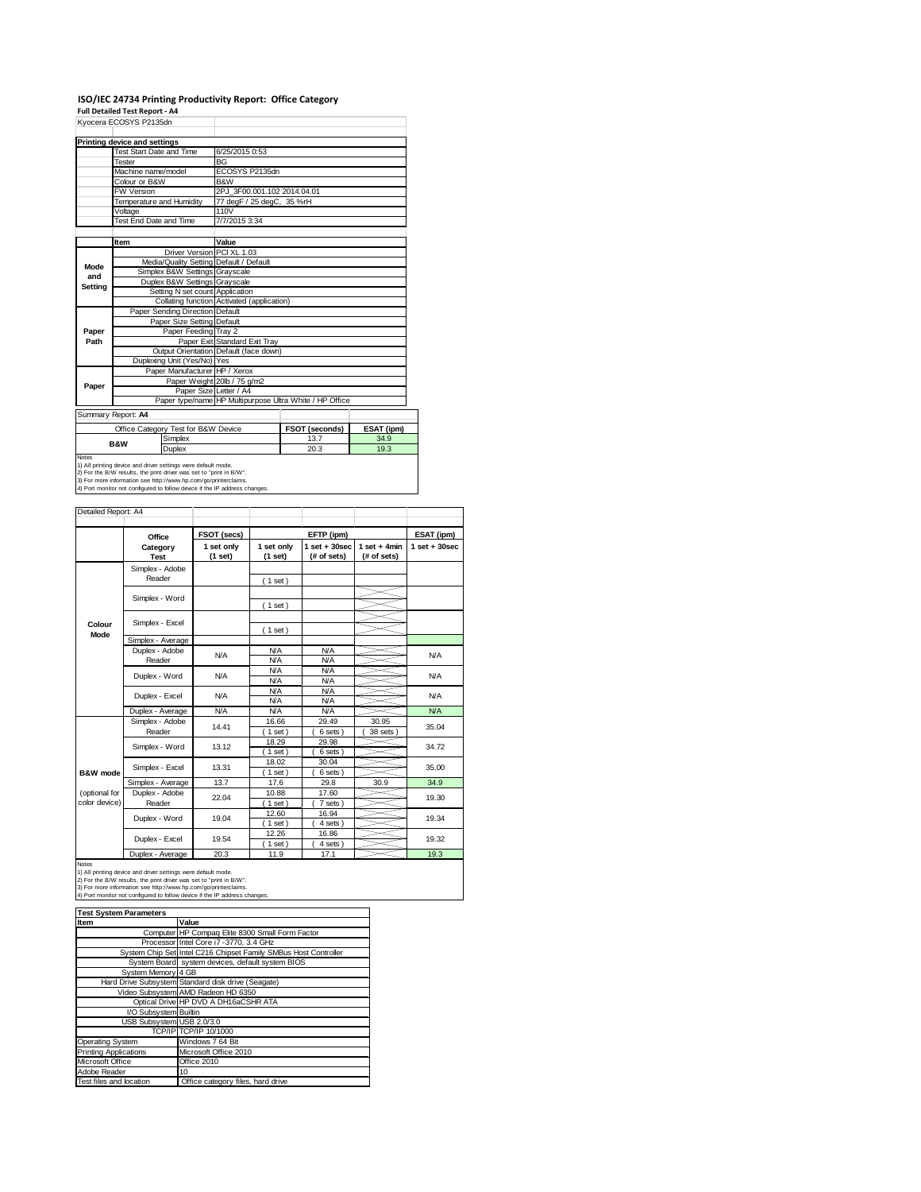# ISO/IEC 24734 Printing Productivity Report: Office Category

**Full Detailed Test Report - A4**

Kyocera ECOSYS P2135dn

| Printing device and settings | |
|---|---|
| Test Start Date and Time | 6/25/2015 0:53 |
| Tester | BG |
| Machine name/model | ECOSYS P2135dn |
| Colour or B&W | B&W |
| FW Version | 2PJ_3F00.001.102 2014.04.01 |
| Temperature and Humidity | 77 degF / 25 degC, 35 %rH |
| Voltage | 110V |
| Test End Date and Time | 7/7/2015 3:34 |

| | Item | Value |
|---|---|---|
| Mode and Setting | Driver Version | PCl XL 1.03 |
| | Media/Quality Setting | Default / Default |
| | Simplex B&W Settings | Grayscale |
| | Duplex B&W Settings | Grayscale |
| | Setting N set count | Application |
| | Collating function | Activated (application) |
| Paper Path | Paper Sending Direction | Default |
| | Paper Size Setting | Default |
| | Paper Feeding | Tray 2 |
| | Paper Exit | Standard Exit Tray |
| | Output Orientation | Default (face down) |
| | Duplexing Unit (Yes/No) | Yes |
| Paper | Paper Manufacturer | HP / Xerox |
| | Paper Weight | 20lb / 75 g/m2 |
| | Paper Size | Letter / A4 |
| | Paper type/name | HP Multipurpose Ultra White / HP Office |

Summary Report: **A4**

| Office Category Test for B&W Device | | FSOT (seconds) | ESAT (ipm) |
|---|---|---|---|
| B&W | Simplex | 13.7 | 34.9 |
| | Duplex | 20.3 | 19.3 |

Notes
1) All printing device and driver settings were default mode.
2) For the B/W results, the print driver was set to "print in B/W".
3) For more information see http://www.hp.com/go/printerclaims.
4) Port monitor not configured to follow device if the IP address changes.

Detailed Report: A4

| | Office Category Test | FSOT (secs) 1 set only (1 set) | EFTP (ipm) 1 set only (1 set) | EFTP (ipm) 1 set + 30sec (# of sets) | EFTP (ipm) 1 set + 4min (# of sets) | ESAT (ipm) 1 set + 30sec |
|---|---|---|---|---|---|---|
| Colour Mode | Simplex - Adobe Reader | | ( 1 set ) | | | |
| | Simplex - Word | | ( 1 set ) | | | |
| | Simplex - Excel | | ( 1 set ) | | | |
| | Simplex - Average | | | | | |
| | Duplex - Adobe Reader | N/A | N/A / N/A | N/A / N/A | | N/A |
| | Duplex - Word | N/A | N/A / N/A | N/A / N/A | | N/A |
| | Duplex - Excel | N/A | N/A / N/A | N/A / N/A | | N/A |
| | Duplex - Average | N/A | N/A | N/A | | N/A |
| B&W mode (optional for color device) | Simplex - Adobe Reader | 14.41 | 16.66 ( 1 set ) | 29.49 ( 6 sets ) | 30.95 ( 38 sets ) | 35.04 |
| | Simplex - Word | 13.12 | 18.29 ( 1 set ) | 29.98 ( 6 sets ) | | 34.72 |
| | Simplex - Excel | 13.31 | 18.02 ( 1 set ) | 30.04 ( 6 sets ) | | 35.00 |
| | Simplex - Average | 13.7 | 17.6 | 29.8 | 30.9 | 34.9 |
| | Duplex - Adobe Reader | 22.04 | 10.88 ( 1 set ) | 17.60 ( 7 sets ) | | 19.30 |
| | Duplex - Word | 19.04 | 12.60 ( 1 set ) | 16.94 ( 4 sets ) | | 19.34 |
| | Duplex - Excel | 19.54 | 12.26 ( 1 set ) | 16.86 ( 4 sets ) | | 19.32 |
| | Duplex - Average | 20.3 | 11.9 | 17.1 | | 19.3 |

Notes
1) All printing device and driver settings were default mode.
2) For the B/W results, the print driver was set to "print in B/W".
3) For more information see http://www.hp.com/go/printerclaims.
4) Port monitor not configured to follow device if the IP address changes.

| Test System Parameters | |
|---|---|
| **Item** | **Value** |
| Computer | HP Compaq Elite 8300 Small Form Factor |
| Processor | Intel Core i7 -3770, 3.4 GHz |
| System Chip Set | Intel C216 Chipset Family SMBus Host Controller |
| System Board | system devices, default system BIOS |
| System Memory | 4 GB |
| Hard Drive Subsystem | Standard disk drive (Seagate) |
| Video Subsystem | AMD Radeon HD 6350 |
| Optical Drive | HP DVD A DH16aCSHR ATA |
| I/O Subsystem | Builtin |
| USB Subsystem | USB 2.0/3.0 |
| TCP/IP | TCP/IP 10/1000 |
| Operating System | Windows 7 64 Bit |
| Printing Applications | Microsoft Office 2010 |
| Microsoft Office | Office 2010 |
| Adobe Reader | 10 |
| Test files and location | Office category files, hard drive |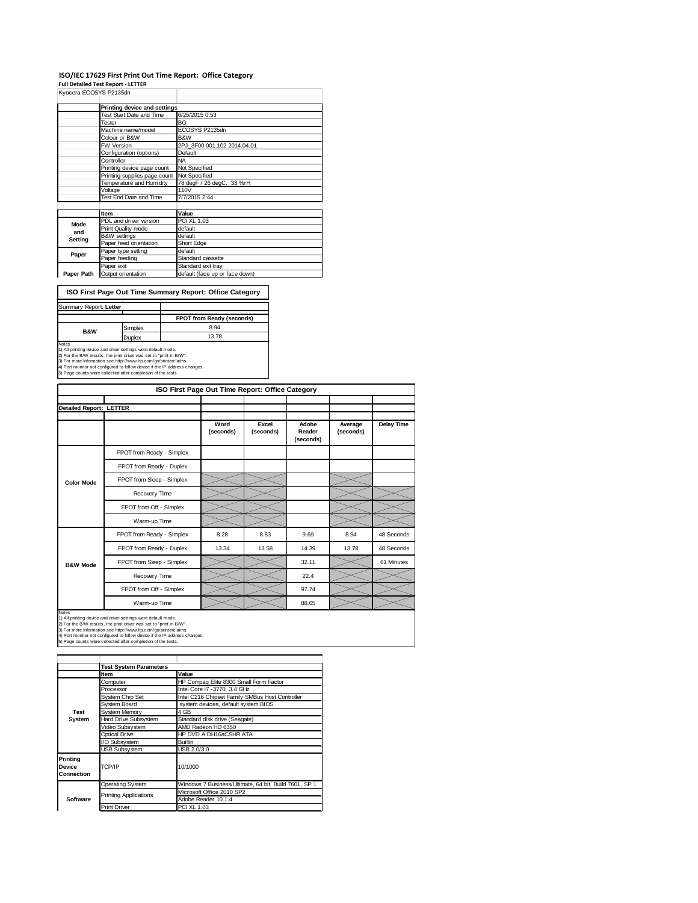## ISO/IEC 17629 First Print Out Time Report: Office Category

**Full Detailed Test Report - LETTER**

Kyocera ECOSYS P2135dn

| | Printing device and settings | |
|---|---|---|
| | Test Start Date and Time | 6/25/2015 0:53 |
| | Tester | BG |
| | Machine name/model | ECOSYS P2135dn |
| | Colour or B&W | B&W |
| | FW Version | 2PJ_3F00.001.102 2014.04.01 |
| | Configuration (options) | Default |
| | Controller | NA |
| | Printing device page count | Not Specified |
| | Printing supplies page count | Not Specified |
| | Temperature and Humidity | 78 degF / 26 degC, 33 %rH |
| | Voltage | 110V |
| | Test End Date and Time | 7/7/2015 2:44 |

| | Item | Value |
|---|---|---|
| Mode and Setting | PDL and driver version | PCl XL 1.03 |
| | Print Quality mode | default |
| | B&W settings | default |
| | Paper feed orientation | Short Edge |
| Paper | Paper type setting | default |
| | Paper feeding | Standard cassette |
| | Paper exit | Standard exit tray |
| Paper Path | Output orientation | default (face up or face down) |

### ISO First Page Out Time Summary Report: Office Category

Summary Report: **Letter**

| | | FPOT from Ready (seconds) |
|---|---|---|
| B&W | Simplex | 8.94 |
| | Duplex | 13.78 |

Notes
1) All printing device and driver settings were default mode.
2) For the B/W results, the print driver was set to "print in B/W".
3) For more information see http://www.hp.com/go/printerclaims.
4) Port monitor not configured to follow device if the IP address changes.
5) Page counts were collected after completion of the tests.

### ISO First Page Out Time Report: Office Category

**Detailed Report: LETTER**

| | | Word (seconds) | Excel (seconds) | Adobe Reader (seconds) | Average (seconds) | Delay Time |
|---|---|---|---|---|---|---|
| Color Mode | FPOT from Ready - Simplex | | | | | |
| | FPOT from Ready - Duplex | | | | | |
| | FPOT from Sleep - Simplex | | | | | |
| | Recovery Time | | | | | |
| | FPOT from Off - Simplex | | | | | |
| | Warm-up Time | | | | | |
| B&W Mode | FPOT from Ready - Simplex | 8.28 | 8.83 | 9.69 | 8.94 | 48 Seconds |
| | FPOT from Ready - Duplex | 13.34 | 13.58 | 14.39 | 13.78 | 48 Seconds |
| | FPOT from Sleep - Simplex | | | 32.11 | | 61 Minutes |
| | Recovery Time | | | 22.4 | | |
| | FPOT from Off - Simplex | | | 97.74 | | |
| | Warm-up Time | | | 88.05 | | |

Notes
1) All printing device and driver settings were default mode.
2) For the B/W results, the print driver was set to "print in B/W".
3) For more information see http://www.hp.com/go/printerclaims.
4) Port monitor not configured to follow device if the IP address changes.
5) Page counts were collected after completion of the tests.

| | Test System Parameters | |
|---|---|---|
| | Item | Value |
| Test System | Computer | HP Compaq Elite 8300 Small Form Factor |
| | Processor | Intel Core i7 -3770, 3.4 GHz |
| | System Chip Set | Intel C216 Chipset Family SMBus Host Controller |
| | System Board | system devices, default system BIOS |
| | System Memory | 4 GB |
| | Hard Drive Subsystem | Standard disk drive (Seagate) |
| | Video Subsystem | AMD Radeon HD 6350 |
| | Optical Drive | HP DVD A DH16aCSHR ATA |
| | I/O Subsystem | Builtin |
| | USB Subsystem | USB 2.0/3.0 |
| Printing Device Connection | TCP/IP | 10/1000 |
| Software | Operating System | Windows 7 Business/Ultimate, 64 bit, Build 7601, SP 1 |
| | Printing Applications | Microsoft Office 2010 SP2 |
| | | Adobe Reader 10.1.4 |
| | Print Driver | PCl XL 1.03 |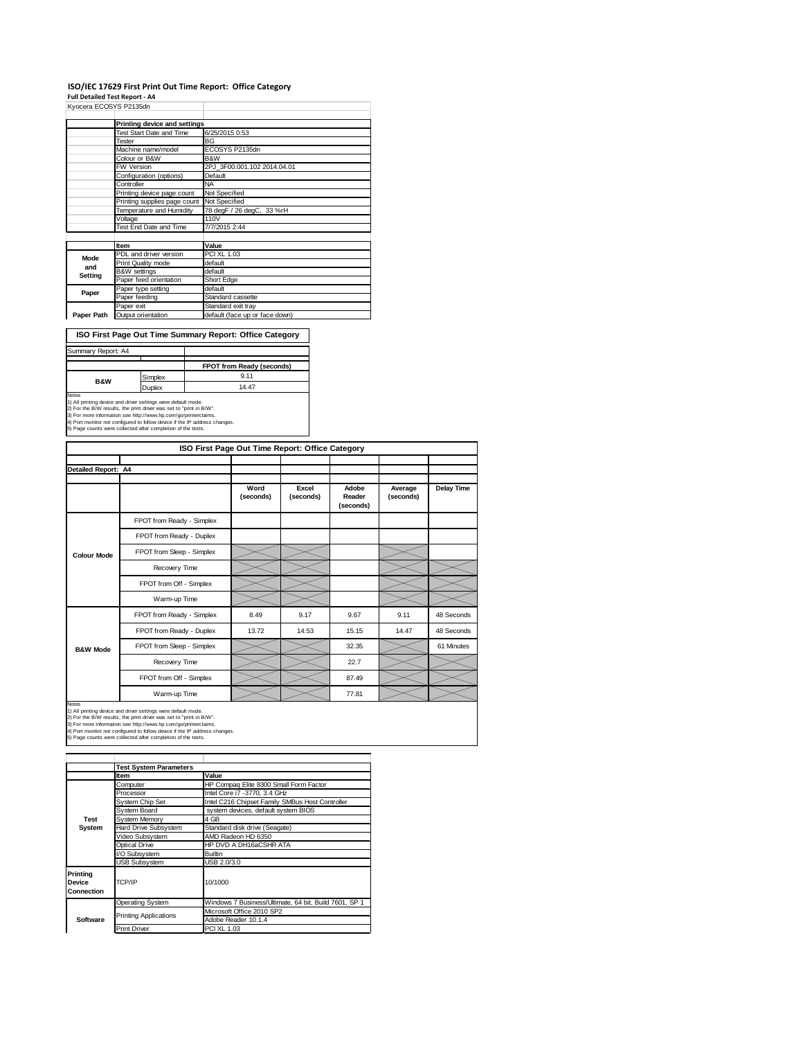# ISO/IEC 17629 First Print Out Time Report: Office Category

**Full Detailed Test Report - A4**

Kyocera ECOSYS P2135dn

| | | |
|---|---|---|
| | **Printing device and settings** | |
| | Test Start Date and Time | 6/25/2015 0:53 |
| | Tester | BG |
| | Machine name/model | ECOSYS P2135dn |
| | Colour or B&W | B&W |
| | FW Version | 2PJ_3F00.001.102 2014.04.01 |
| | Configuration (options) | Default |
| | Controller | NA |
| | Printing device page count | Not Specified |
| | Printing supplies page count | Not Specified |
| | Temperature and Humidity | 78 degF / 26 degC, 33 %rH |
| | Voltage | 110V |
| | Test End Date and Time | 7/7/2015 2:44 |
| | | |
| | **Item** | **Value** |
| **Mode and Setting** | PDL and driver version | PCl XL 1.03 |
| | Print Quality mode | default |
| | B&W settings | default |
| | Paper feed orientation | Short Edge |
| **Paper** | Paper type setting | default |
| | Paper feeding | Standard cassette |
| | Paper exit | Standard exit tray |
| **Paper Path** | Output orientation | default (face up or face down) |

## ISO First Page Out Time Summary Report: Office Category

Summary Report: A4

| | | FPOT from Ready (seconds) |
|---|---|---|
| **B&W** | Simplex | 9.11 |
| | Duplex | 14.47 |

Notes
1) All printing device and driver settings were default mode.
2) For the B/W results, the print driver was set to "print in B/W".
3) For more information see http://www.hp.com/go/printerclaims.
4) Port monitor not configured to follow device if the IP address changes.
5) Page counts were collected after completion of the tests.

## ISO First Page Out Time Report: Office Category

Detailed Report: A4

| | | Word (seconds) | Excel (seconds) | Adobe Reader (seconds) | Average (seconds) | Delay Time |
|---|---|---|---|---|---|---|
| **Colour Mode** | FPOT from Ready - Simplex | | | | | |
| | FPOT from Ready - Duplex | | | | | |
| | FPOT from Sleep - Simplex | | | | | |
| | Recovery Time | | | | | |
| | FPOT from Off - Simplex | | | | | |
| | Warm-up Time | | | | | |
| **B&W Mode** | FPOT from Ready - Simplex | 8.49 | 9.17 | 9.67 | 9.11 | 48 Seconds |
| | FPOT from Ready - Duplex | 13.72 | 14.53 | 15.15 | 14.47 | 48 Seconds |
| | FPOT from Sleep - Simplex | | | 32.35 | | 61 Minutes |
| | Recovery Time | | | 22.7 | | |
| | FPOT from Off - Simplex | | | 87.49 | | |
| | Warm-up Time | | | 77.81 | | |

Notes
1) All printing device and driver settings were default mode.
2) For the B/W results, the print driver was set to "print in B/W".
3) For more information see http://www.hp.com/go/printerclaims.
4) Port monitor not configured to follow device if the IP address changes.
5) Page counts were collected after completion of the tests.

| | | |
|---|---|---|
| | **Test System Parameters** | |
| | **Item** | **Value** |
| **Test System** | Computer | HP Compaq Elite 8300 Small Form Factor |
| | Processor | Intel Core i7 -3770, 3.4 GHz |
| | System Chip Set | Intel C216 Chipset Family SMBus Host Controller |
| | System Board | system devices, default system BIOS |
| | System Memory | 4 GB |
| | Hard Drive Subsystem | Standard disk drive (Seagate) |
| | Video Subsystem | AMD Radeon HD 6350 |
| | Optical Drive | HP DVD A DH16aCSHR ATA |
| | I/O Subsystem | Builtin |
| | USB Subsystem | USB 2.0/3.0 |
| **Printing Device Connection** | TCP/IP | 10/1000 |
| **Software** | Operating System | Windows 7 Business/Ultimate, 64 bit, Build 7601, SP 1 |
| | Printing Applications | Microsoft Office 2010 SP2 |
| | | Adobe Reader 10.1.4 |
| | Print Driver | PCl XL 1.03 |